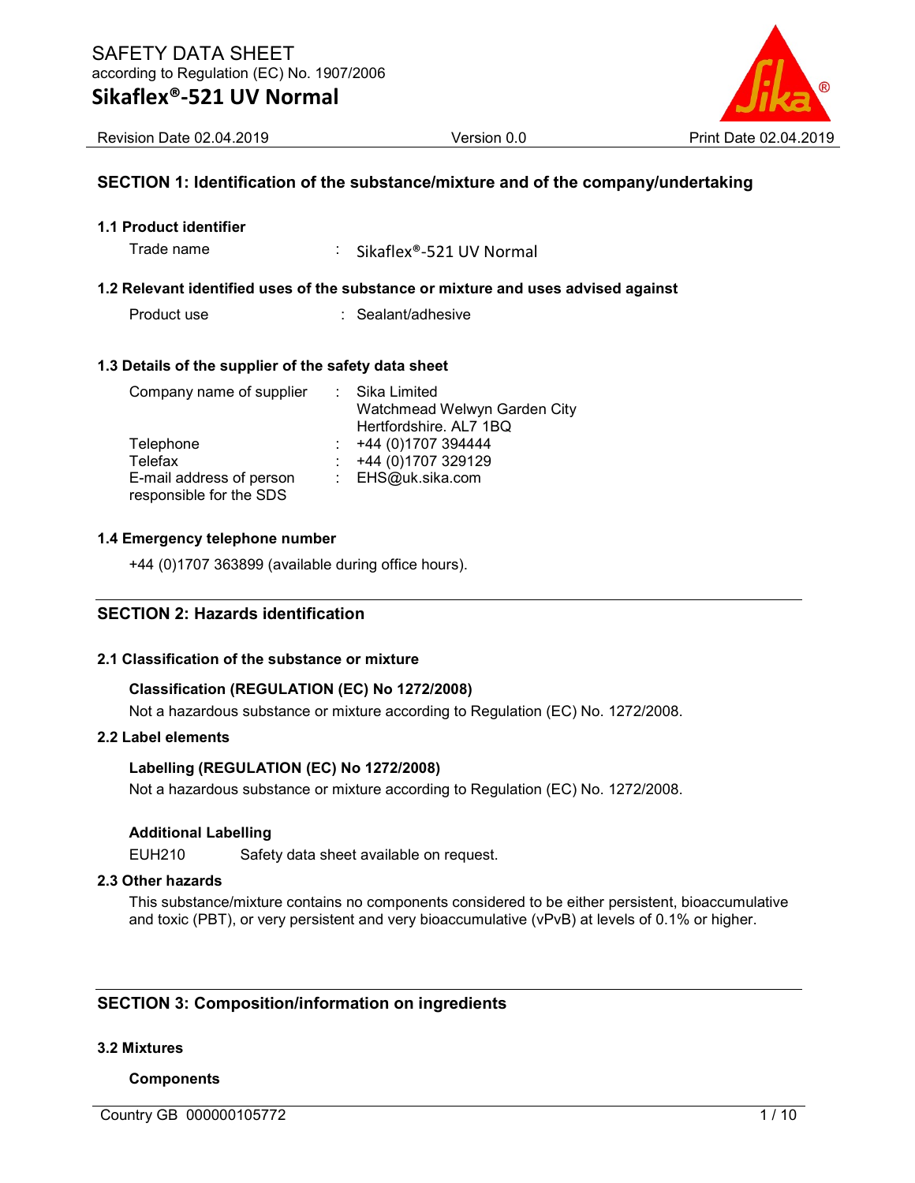SAFETY DATA SHEET
according to Regulation (EC) No. 1907/2006

# Sikaflex®-521 UV Normal

Revision Date 02.04.2019 | Version 0.0 | Print Date 02.04.2019

## SECTION 1: Identification of the substance/mixture and of the company/undertaking

### 1.1 Product identifier

Trade name : Sikaflex®-521 UV Normal

### 1.2 Relevant identified uses of the substance or mixture and uses advised against

Product use : Sealant/adhesive

### 1.3 Details of the supplier of the safety data sheet

| | | |
|---|---|---|
| Company name of supplier | : | Sika Limited<br>Watchmead Welwyn Garden City<br>Hertfordshire. AL7 1BQ |
| Telephone | : | +44 (0)1707 394444 |
| Telefax | : | +44 (0)1707 329129 |
| E-mail address of person responsible for the SDS | : | EHS@uk.sika.com |

### 1.4 Emergency telephone number

+44 (0)1707 363899 (available during office hours).

## SECTION 2: Hazards identification

### 2.1 Classification of the substance or mixture

**Classification (REGULATION (EC) No 1272/2008)**

Not a hazardous substance or mixture according to Regulation (EC) No. 1272/2008.

### 2.2 Label elements

**Labelling (REGULATION (EC) No 1272/2008)**

Not a hazardous substance or mixture according to Regulation (EC) No. 1272/2008.

**Additional Labelling**

EUH210 Safety data sheet available on request.

### 2.3 Other hazards

This substance/mixture contains no components considered to be either persistent, bioaccumulative and toxic (PBT), or very persistent and very bioaccumulative (vPvB) at levels of 0.1% or higher.

## SECTION 3: Composition/information on ingredients

### 3.2 Mixtures

**Components**

Country GB 000000105772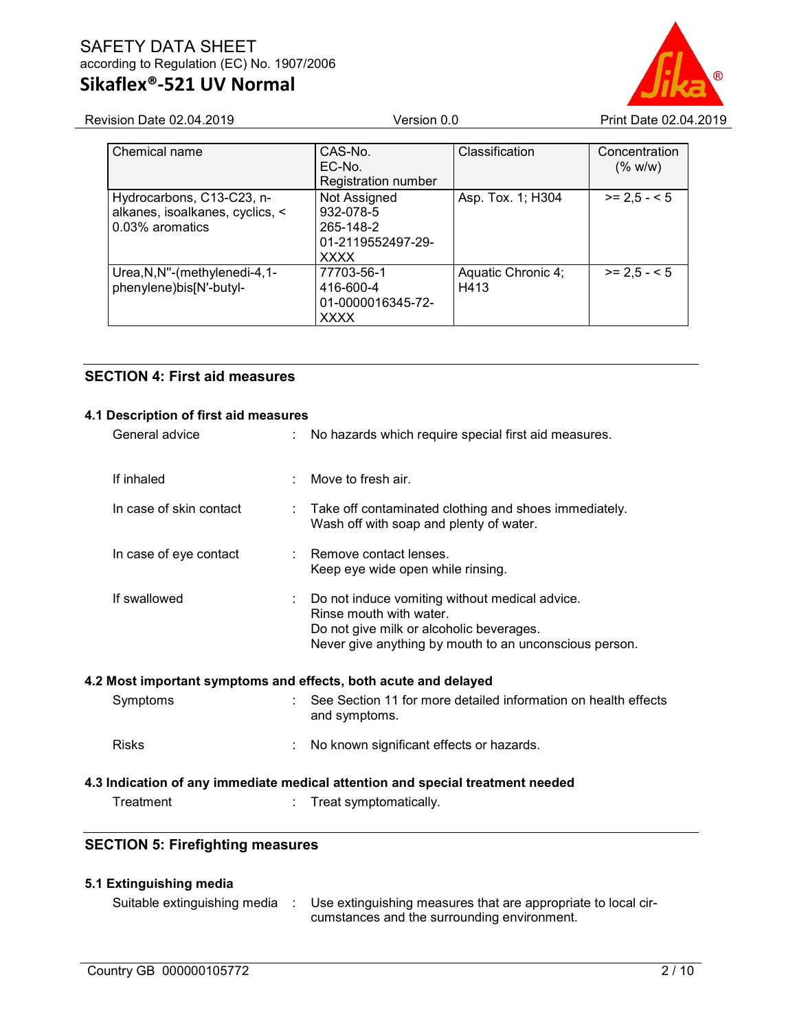| Chemical name | CAS-No.<br>EC-No.<br>Registration number | Classification | Concentration (% w/w) |
|---|---|---|---|
| Hydrocarbons, C13-C23, n-alkanes, isoalkanes, cyclics, < 0.03% aromatics | Not Assigned<br>932-078-5<br>265-148-2<br>01-2119552497-29-XXXX | Asp. Tox. 1; H304 | >= 2,5 - < 5 |
| Urea,N,N"-(methylenedi-4,1-phenylene)bis[N'-butyl- | 77703-56-1<br>416-600-4<br>01-0000016345-72-XXXX | Aquatic Chronic 4; H413 | >= 2,5 - < 5 |

## SECTION 4: First aid measures

### 4.1 Description of first aid measures

General advice : No hazards which require special first aid measures.

If inhaled : Move to fresh air.

In case of skin contact : Take off contaminated clothing and shoes immediately.
Wash off with soap and plenty of water.

In case of eye contact : Remove contact lenses.
Keep eye wide open while rinsing.

If swallowed : Do not induce vomiting without medical advice.
Rinse mouth with water.
Do not give milk or alcoholic beverages.
Never give anything by mouth to an unconscious person.

### 4.2 Most important symptoms and effects, both acute and delayed

Symptoms : See Section 11 for more detailed information on health effects and symptoms.

Risks : No known significant effects or hazards.

### 4.3 Indication of any immediate medical attention and special treatment needed

Treatment : Treat symptomatically.

## SECTION 5: Firefighting measures

### 5.1 Extinguishing media

Suitable extinguishing media : Use extinguishing measures that are appropriate to local circumstances and the surrounding environment.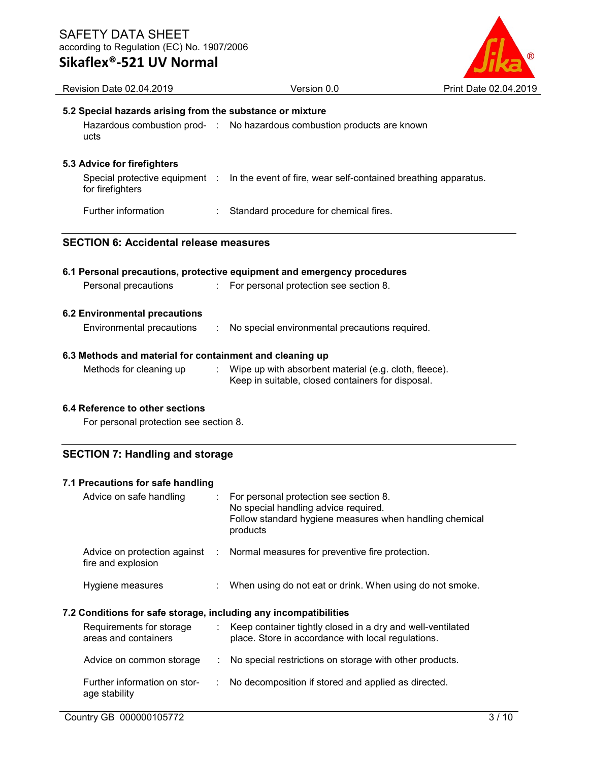### 5.2 Special hazards arising from the substance or mixture

| | | |
|---|---|---|
| Hazardous combustion products | : | No hazardous combustion products are known |

### 5.3 Advice for firefighters

| | | |
|---|---|---|
| Special protective equipment for firefighters | : | In the event of fire, wear self-contained breathing apparatus. |
| Further information | : | Standard procedure for chemical fires. |

## SECTION 6: Accidental release measures

### 6.1 Personal precautions, protective equipment and emergency procedures

| | | |
|---|---|---|
| Personal precautions | : | For personal protection see section 8. |

### 6.2 Environmental precautions

| | | |
|---|---|---|
| Environmental precautions | : | No special environmental precautions required. |

### 6.3 Methods and material for containment and cleaning up

| | | |
|---|---|---|
| Methods for cleaning up | : | Wipe up with absorbent material (e.g. cloth, fleece).<br>Keep in suitable, closed containers for disposal. |

### 6.4 Reference to other sections

For personal protection see section 8.

## SECTION 7: Handling and storage

### 7.1 Precautions for safe handling

| | | |
|---|---|---|
| Advice on safe handling | : | For personal protection see section 8.<br>No special handling advice required.<br>Follow standard hygiene measures when handling chemical products |
| Advice on protection against fire and explosion | : | Normal measures for preventive fire protection. |
| Hygiene measures | : | When using do not eat or drink. When using do not smoke. |

### 7.2 Conditions for safe storage, including any incompatibilities

| | | |
|---|---|---|
| Requirements for storage areas and containers | : | Keep container tightly closed in a dry and well-ventilated place. Store in accordance with local regulations. |
| Advice on common storage | : | No special restrictions on storage with other products. |
| Further information on storage stability | : | No decomposition if stored and applied as directed. |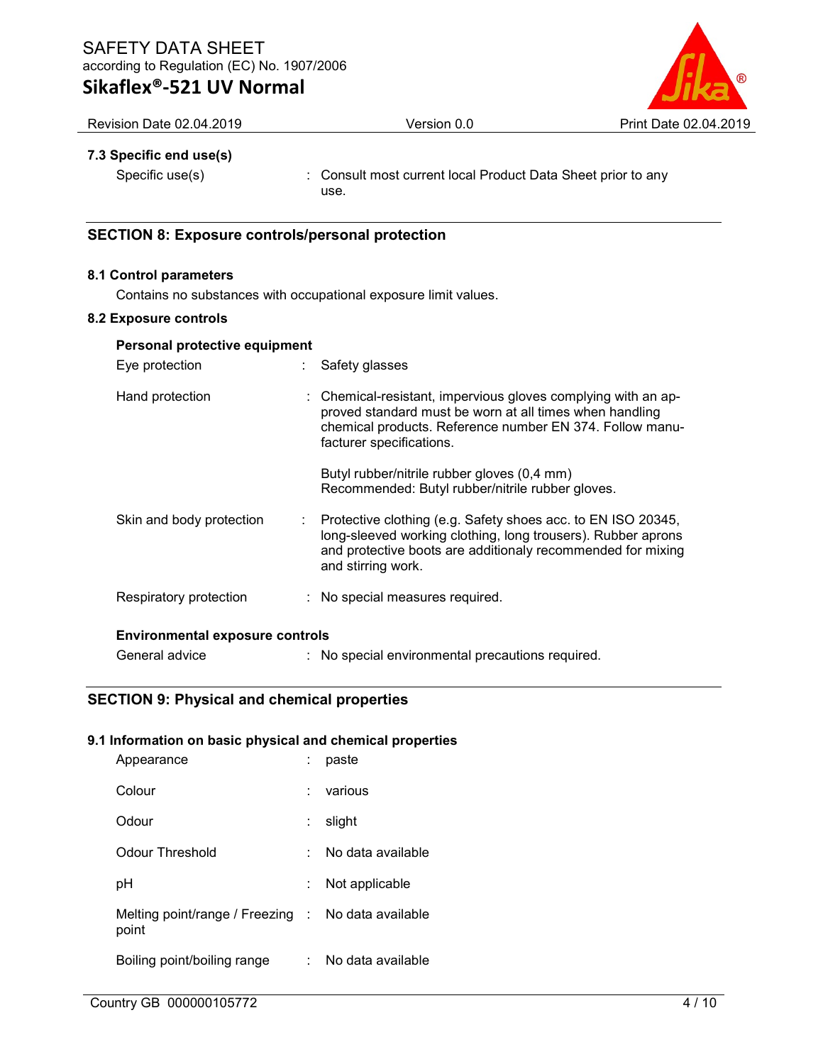### 7.3 Specific end use(s)

| | |
|---|---|
| Specific use(s) | : Consult most current local Product Data Sheet prior to any use. |

## SECTION 8: Exposure controls/personal protection

### 8.1 Control parameters

Contains no substances with occupational exposure limit values.

### 8.2 Exposure controls

**Personal protective equipment**

| | |
|---|---|
| Eye protection | : Safety glasses |
| Hand protection | : Chemical-resistant, impervious gloves complying with an approved standard must be worn at all times when handling chemical products. Reference number EN 374. Follow manufacturer specifications.<br><br>Butyl rubber/nitrile rubber gloves (0,4 mm)<br>Recommended: Butyl rubber/nitrile rubber gloves. |
| Skin and body protection | : Protective clothing (e.g. Safety shoes acc. to EN ISO 20345, long-sleeved working clothing, long trousers). Rubber aprons and protective boots are additionaly recommended for mixing and stirring work. |
| Respiratory protection | : No special measures required. |

**Environmental exposure controls**

| | |
|---|---|
| General advice | : No special environmental precautions required. |

## SECTION 9: Physical and chemical properties

### 9.1 Information on basic physical and chemical properties

| | |
|---|---|
| Appearance | : paste |
| Colour | : various |
| Odour | : slight |
| Odour Threshold | : No data available |
| pH | : Not applicable |
| Melting point/range / Freezing point | : No data available |
| Boiling point/boiling range | : No data available |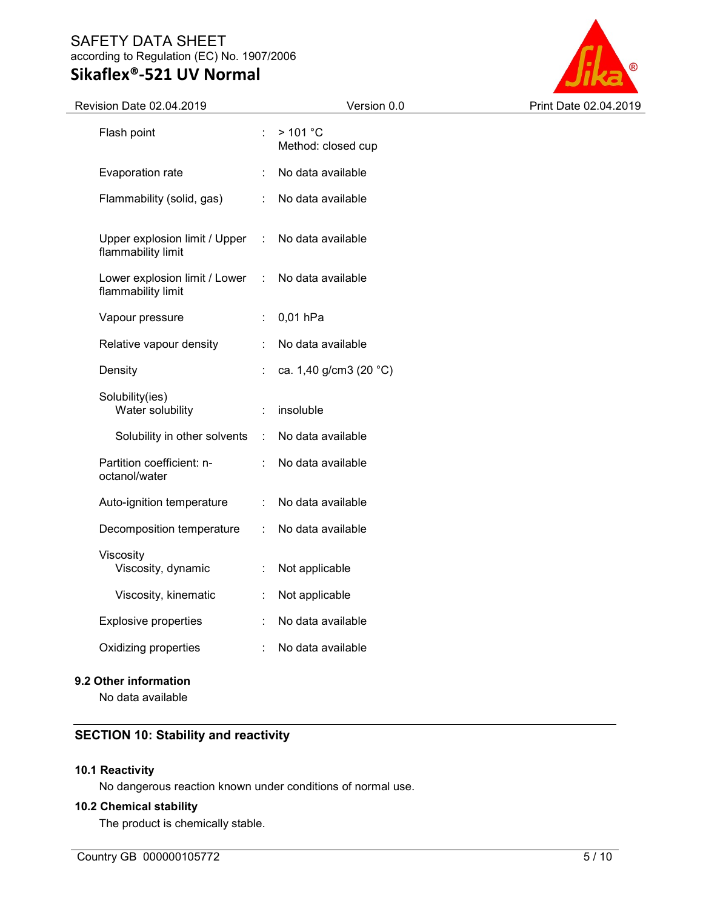| | | |
|---|---|---|
| Flash point | : | > 101 °C<br>Method: closed cup |
| Evaporation rate | : | No data available |
| Flammability (solid, gas) | : | No data available |
| Upper explosion limit / Upper flammability limit | : | No data available |
| Lower explosion limit / Lower flammability limit | : | No data available |
| Vapour pressure | : | 0,01 hPa |
| Relative vapour density | : | No data available |
| Density | : | ca. 1,40 g/cm3 (20 °C) |
| Solubility(ies)<br>Water solubility | : | insoluble |
| Solubility in other solvents | : | No data available |
| Partition coefficient: n-octanol/water | : | No data available |
| Auto-ignition temperature | : | No data available |
| Decomposition temperature | : | No data available |
| Viscosity<br>Viscosity, dynamic | : | Not applicable |
| Viscosity, kinematic | : | Not applicable |
| Explosive properties | : | No data available |
| Oxidizing properties | : | No data available |

### 9.2 Other information

No data available

## SECTION 10: Stability and reactivity

### 10.1 Reactivity

No dangerous reaction known under conditions of normal use.

### 10.2 Chemical stability

The product is chemically stable.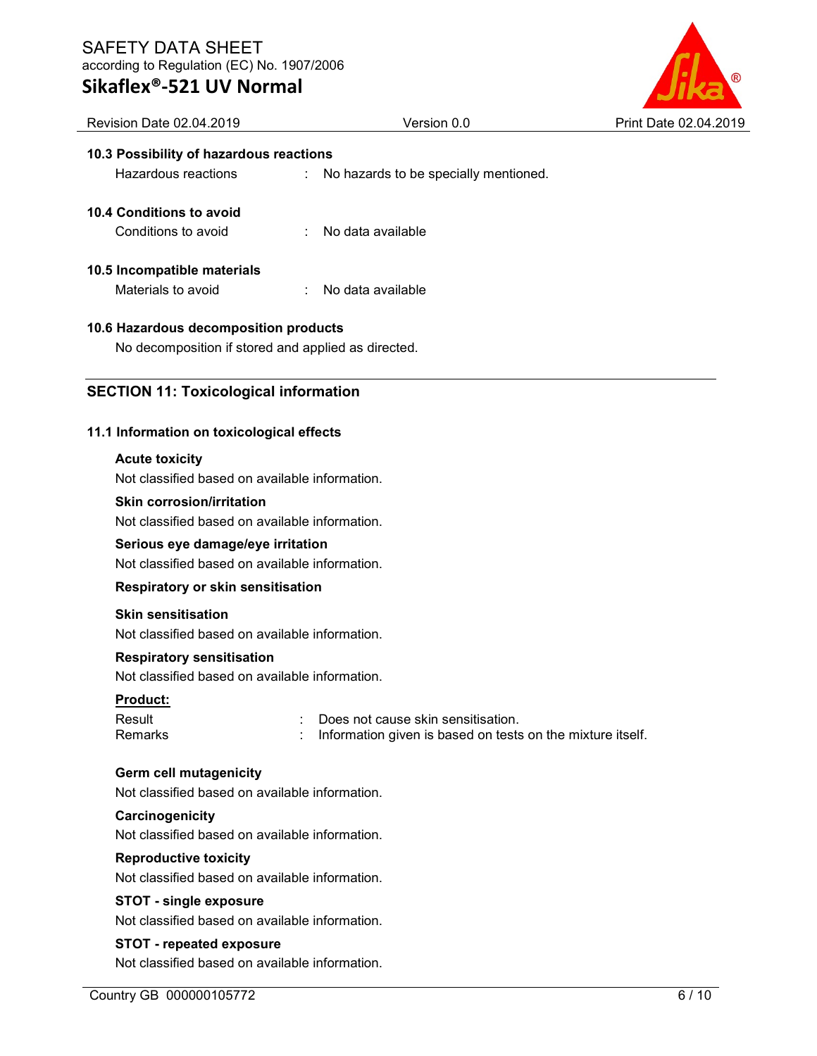### 10.3 Possibility of hazardous reactions

Hazardous reactions : No hazards to be specially mentioned.

### 10.4 Conditions to avoid

Conditions to avoid : No data available

### 10.5 Incompatible materials

Materials to avoid : No data available

### 10.6 Hazardous decomposition products

No decomposition if stored and applied as directed.

## SECTION 11: Toxicological information

### 11.1 Information on toxicological effects

**Acute toxicity**

Not classified based on available information.

**Skin corrosion/irritation**

Not classified based on available information.

**Serious eye damage/eye irritation**

Not classified based on available information.

**Respiratory or skin sensitisation**

**Skin sensitisation**

Not classified based on available information.

**Respiratory sensitisation**

Not classified based on available information.

**Product:**

Result : Does not cause skin sensitisation.
Remarks : Information given is based on tests on the mixture itself.

**Germ cell mutagenicity**

Not classified based on available information.

**Carcinogenicity**

Not classified based on available information.

**Reproductive toxicity**

Not classified based on available information.

**STOT - single exposure**

Not classified based on available information.

**STOT - repeated exposure**

Not classified based on available information.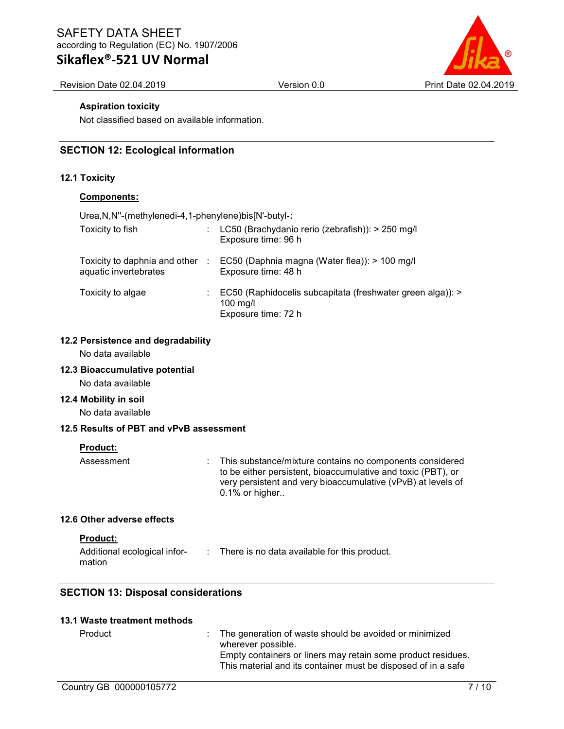**Aspiration toxicity**

Not classified based on available information.

## SECTION 12: Ecological information

### 12.1 Toxicity

**Components:**

Urea,N,N''-(methylenedi-4,1-phenylene)bis[N'-butyl-**:**

| | | |
|---|---|---|
| Toxicity to fish | : | LC50 (Brachydanio rerio (zebrafish)): > 250 mg/l<br>Exposure time: 96 h |
| Toxicity to daphnia and other aquatic invertebrates | : | EC50 (Daphnia magna (Water flea)): > 100 mg/l<br>Exposure time: 48 h |
| Toxicity to algae | : | EC50 (Raphidocelis subcapitata (freshwater green alga)): > 100 mg/l<br>Exposure time: 72 h |

### 12.2 Persistence and degradability

No data available

### 12.3 Bioaccumulative potential

No data available

### 12.4 Mobility in soil

No data available

### 12.5 Results of PBT and vPvB assessment

**Product:**

| | | |
|---|---|---|
| Assessment | : | This substance/mixture contains no components considered to be either persistent, bioaccumulative and toxic (PBT), or very persistent and very bioaccumulative (vPvB) at levels of 0.1% or higher.. |

### 12.6 Other adverse effects

**Product:**

| | | |
|---|---|---|
| Additional ecological information | : | There is no data available for this product. |

## SECTION 13: Disposal considerations

### 13.1 Waste treatment methods

| | | |
|---|---|---|
| Product | : | The generation of waste should be avoided or minimized wherever possible.<br>Empty containers or liners may retain some product residues.<br>This material and its container must be disposed of in a safe |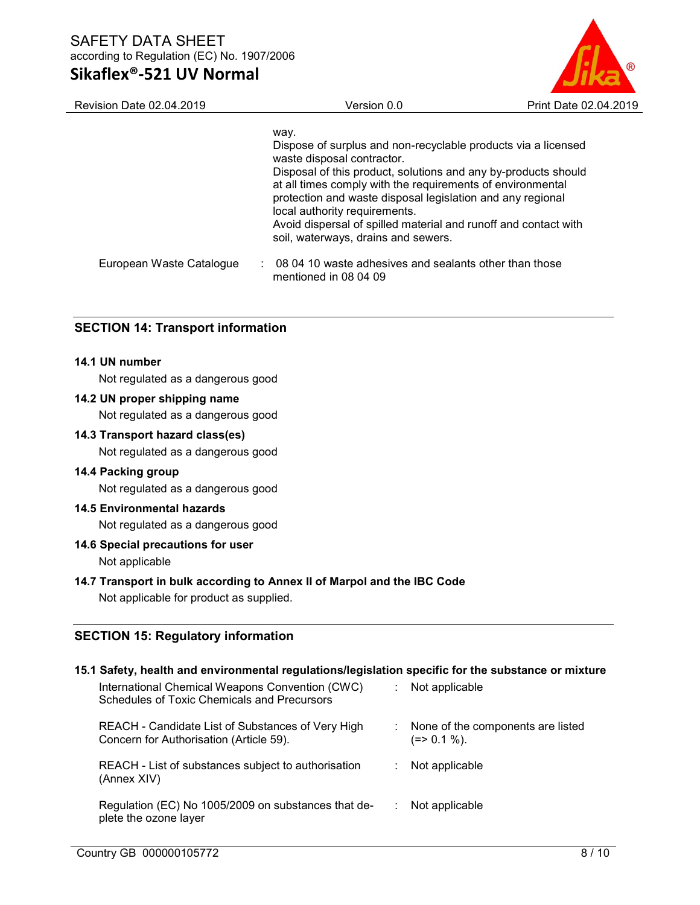way.
Dispose of surplus and non-recyclable products via a licensed waste disposal contractor.
Disposal of this product, solutions and any by-products should at all times comply with the requirements of environmental protection and waste disposal legislation and any regional local authority requirements.
Avoid dispersal of spilled material and runoff and contact with soil, waterways, drains and sewers.

European Waste Catalogue : 08 04 10 waste adhesives and sealants other than those mentioned in 08 04 09

## SECTION 14: Transport information

**14.1 UN number**

Not regulated as a dangerous good

**14.2 UN proper shipping name**

Not regulated as a dangerous good

**14.3 Transport hazard class(es)**

Not regulated as a dangerous good

**14.4 Packing group**

Not regulated as a dangerous good

**14.5 Environmental hazards**

Not regulated as a dangerous good

**14.6 Special precautions for user**

Not applicable

**14.7 Transport in bulk according to Annex II of Marpol and the IBC Code**

Not applicable for product as supplied.

## SECTION 15: Regulatory information

**15.1 Safety, health and environmental regulations/legislation specific for the substance or mixture**

| | | |
|---|---|---|
| International Chemical Weapons Convention (CWC) Schedules of Toxic Chemicals and Precursors | : | Not applicable |
| REACH - Candidate List of Substances of Very High Concern for Authorisation (Article 59). | : | None of the components are listed (=> 0.1 %). |
| REACH - List of substances subject to authorisation (Annex XIV) | : | Not applicable |
| Regulation (EC) No 1005/2009 on substances that deplete the ozone layer | : | Not applicable |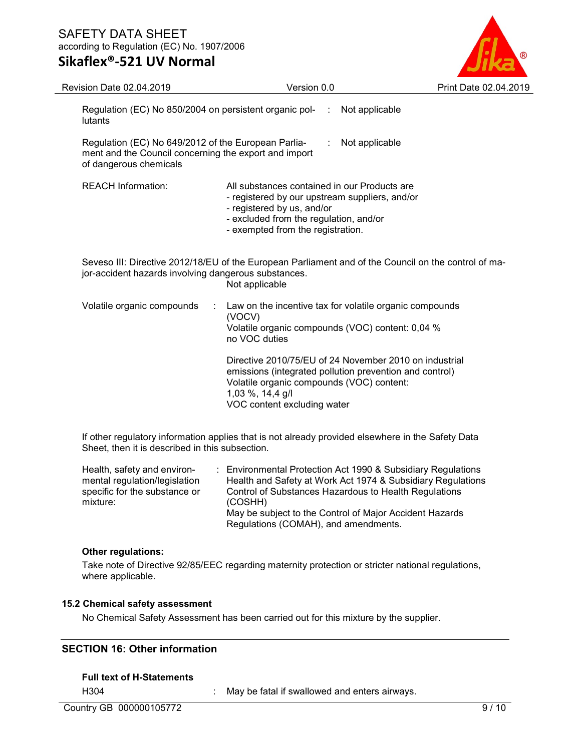| | | |
|---|---|---|
| Regulation (EC) No 850/2004 on persistent organic pollutants | : | Not applicable |
| Regulation (EC) No 649/2012 of the European Parliament and the Council concerning the export and import of dangerous chemicals | : | Not applicable |

REACH Information: All substances contained in our Products are
- registered by our upstream suppliers, and/or
- registered by us, and/or
- excluded from the regulation, and/or
- exempted from the registration.

Seveso III: Directive 2012/18/EU of the European Parliament and of the Council on the control of major-accident hazards involving dangerous substances.
Not applicable

Volatile organic compounds : Law on the incentive tax for volatile organic compounds (VOCV)
Volatile organic compounds (VOC) content: 0,04 %
no VOC duties

Directive 2010/75/EU of 24 November 2010 on industrial emissions (integrated pollution prevention and control)
Volatile organic compounds (VOC) content:
1,03 %, 14,4 g/l
VOC content excluding water

If other regulatory information applies that is not already provided elsewhere in the Safety Data Sheet, then it is described in this subsection.

Health, safety and environmental regulation/legislation specific for the substance or mixture: : Environmental Protection Act 1990 & Subsidiary Regulations
Health and Safety at Work Act 1974 & Subsidiary Regulations
Control of Substances Hazardous to Health Regulations (COSHH)
May be subject to the Control of Major Accident Hazards Regulations (COMAH), and amendments.

**Other regulations:**

Take note of Directive 92/85/EEC regarding maternity protection or stricter national regulations, where applicable.

### 15.2 Chemical safety assessment

No Chemical Safety Assessment has been carried out for this mixture by the supplier.

## SECTION 16: Other information

**Full text of H-Statements**

H304 : May be fatal if swallowed and enters airways.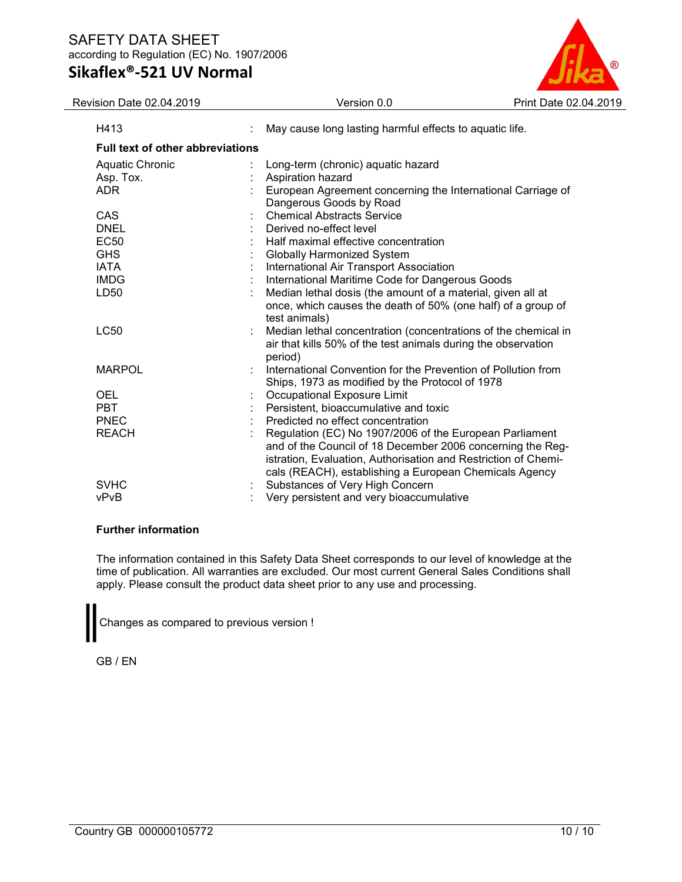| | | |
|---|---|---|
| H413 | : | May cause long lasting harmful effects to aquatic life. |

**Full text of other abbreviations**

| | | |
|---|---|---|
| Aquatic Chronic | : | Long-term (chronic) aquatic hazard |
| Asp. Tox. | : | Aspiration hazard |
| ADR | : | European Agreement concerning the International Carriage of Dangerous Goods by Road |
| CAS | : | Chemical Abstracts Service |
| DNEL | : | Derived no-effect level |
| EC50 | : | Half maximal effective concentration |
| GHS | : | Globally Harmonized System |
| IATA | : | International Air Transport Association |
| IMDG | : | International Maritime Code for Dangerous Goods |
| LD50 | : | Median lethal dosis (the amount of a material, given all at once, which causes the death of 50% (one half) of a group of test animals) |
| LC50 | : | Median lethal concentration (concentrations of the chemical in air that kills 50% of the test animals during the observation period) |
| MARPOL | : | International Convention for the Prevention of Pollution from Ships, 1973 as modified by the Protocol of 1978 |
| OEL | : | Occupational Exposure Limit |
| PBT | : | Persistent, bioaccumulative and toxic |
| PNEC | : | Predicted no effect concentration |
| REACH | : | Regulation (EC) No 1907/2006 of the European Parliament and of the Council of 18 December 2006 concerning the Registration, Evaluation, Authorisation and Restriction of Chemicals (REACH), establishing a European Chemicals Agency |
| SVHC | : | Substances of Very High Concern |
| vPvB | : | Very persistent and very bioaccumulative |

**Further information**

The information contained in this Safety Data Sheet corresponds to our level of knowledge at the time of publication. All warranties are excluded. Our most current General Sales Conditions shall apply. Please consult the product data sheet prior to any use and processing.

|| Changes as compared to previous version !

GB / EN